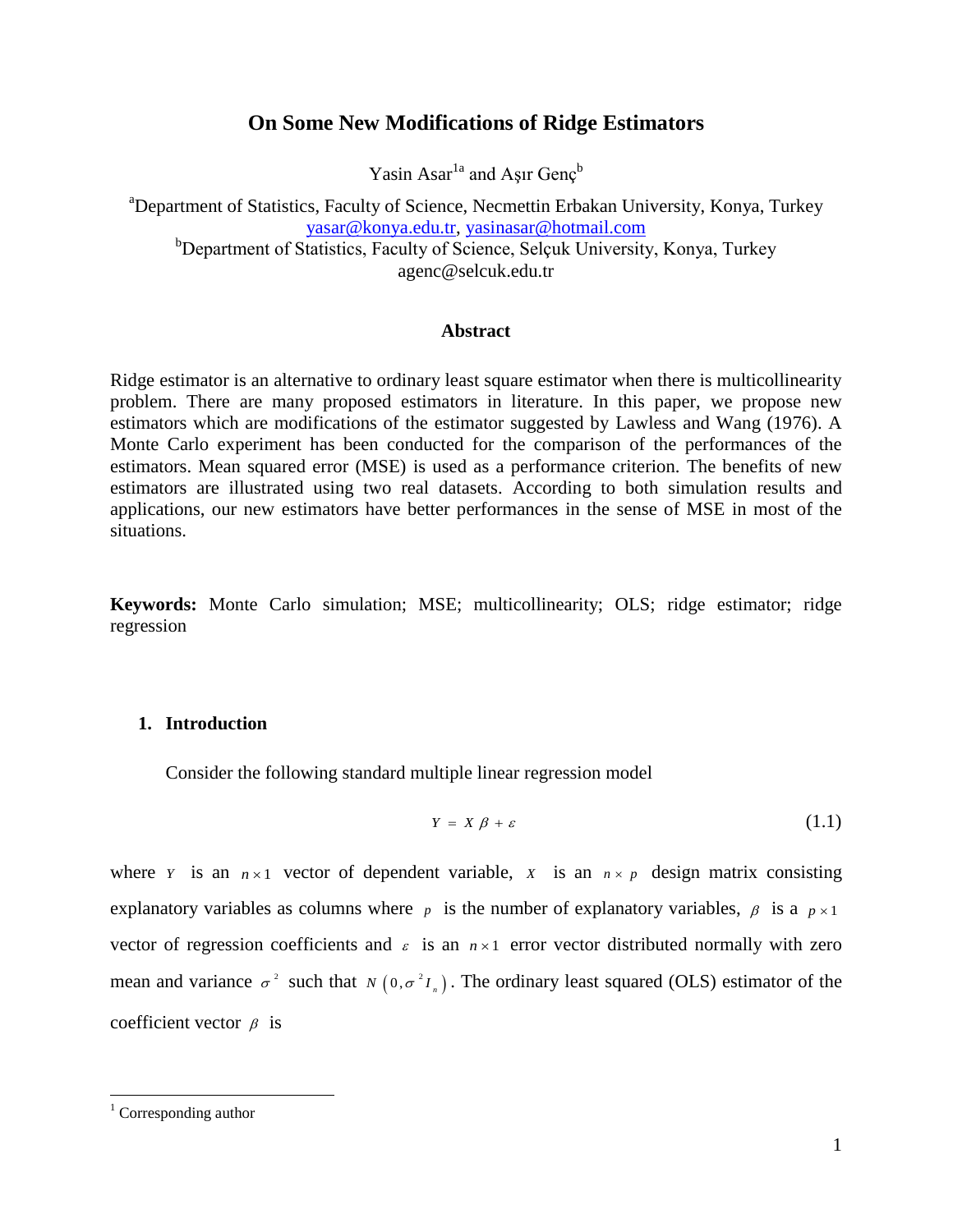# On Some New Modifications of Ridge Estimators

Yasin Asar[1a] and Aşır Genç[b]

[a]Department of Statistics, Faculty of Science, Necmettin Erbakan University, Konya, Turkey
yasar@konya.edu.tr, yasinasar@hotmail.com
[b]Department of Statistics, Faculty of Science, Selçuk University, Konya, Turkey
agenc@selcuk.edu.tr

## Abstract

Ridge estimator is an alternative to ordinary least square estimator when there is multicollinearity problem. There are many proposed estimators in literature. In this paper, we propose new estimators which are modifications of the estimator suggested by Lawless and Wang (1976). A Monte Carlo experiment has been conducted for the comparison of the performances of the estimators. Mean squared error (MSE) is used as a performance criterion. The benefits of new estimators are illustrated using two real datasets. According to both simulation results and applications, our new estimators have better performances in the sense of MSE in most of the situations.

**Keywords:** Monte Carlo simulation; MSE; multicollinearity; OLS; ridge estimator; ridge regression

## 1. Introduction

Consider the following standard multiple linear regression model

$$Y = X\beta + \varepsilon \tag{1.1}$$

where $Y$ is an $n \times 1$ vector of dependent variable, $X$ is an $n \times p$ design matrix consisting explanatory variables as columns where $p$ is the number of explanatory variables, $\beta$ is a $p \times 1$ vector of regression coefficients and $\varepsilon$ is an $n \times 1$ error vector distributed normally with zero mean and variance $\sigma^2$ such that $N\left(0, \sigma^2 I_n\right)$. The ordinary least squared (OLS) estimator of the coefficient vector $\beta$ is

[1] Corresponding author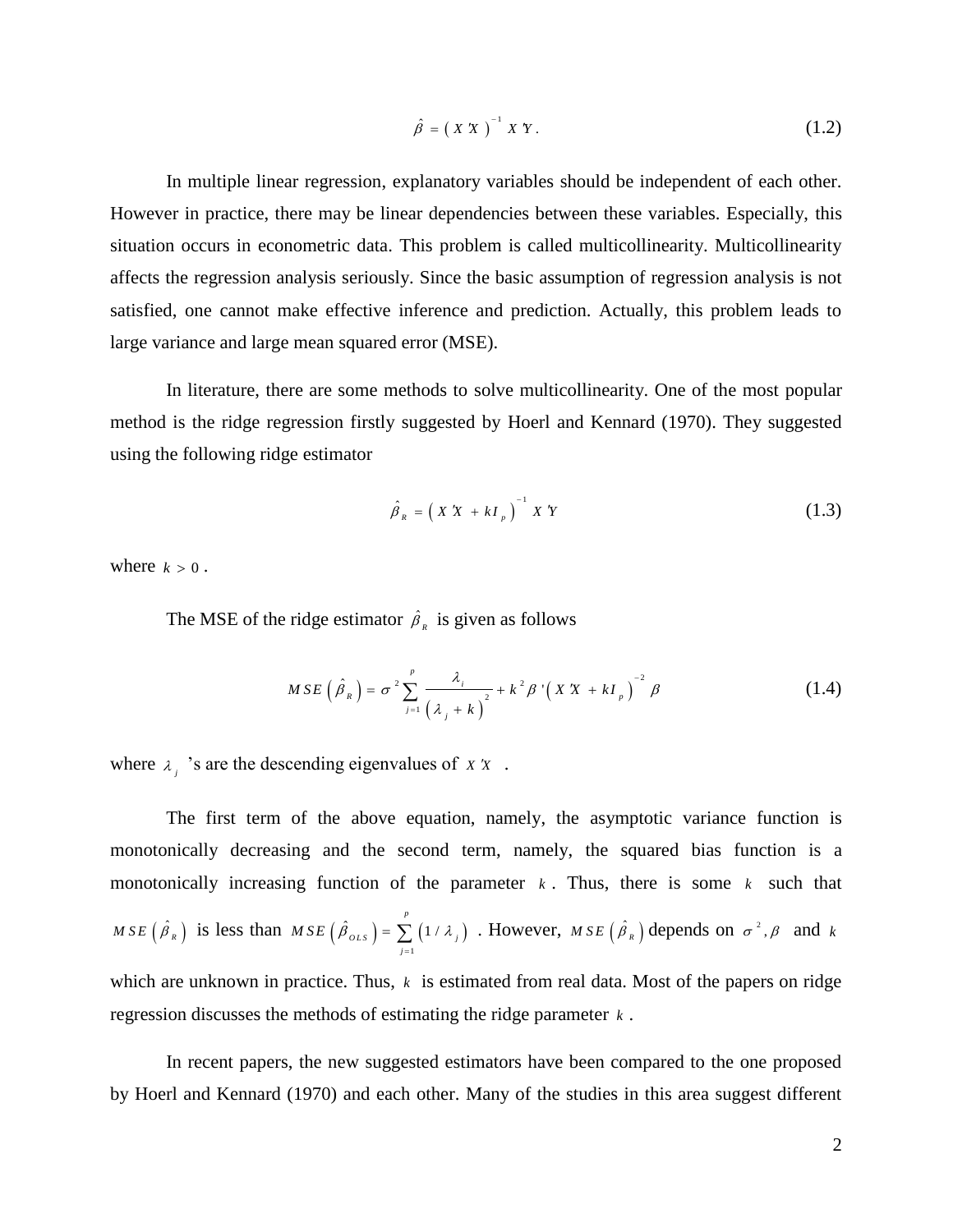$$\hat{\beta} = (X'X)^{-1} X'Y. \tag{1.2}$$

In multiple linear regression, explanatory variables should be independent of each other. However in practice, there may be linear dependencies between these variables. Especially, this situation occurs in econometric data. This problem is called multicollinearity. Multicollinearity affects the regression analysis seriously. Since the basic assumption of regression analysis is not satisfied, one cannot make effective inference and prediction. Actually, this problem leads to large variance and large mean squared error (MSE).

In literature, there are some methods to solve multicollinearity. One of the most popular method is the ridge regression firstly suggested by Hoerl and Kennard (1970). They suggested using the following ridge estimator

$$\hat{\beta}_R = \left( X'X + kI_p \right)^{-1} X'Y \tag{1.3}$$

where $k > 0$.

The MSE of the ridge estimator $\hat{\beta}_R$ is given as follows

$$MSE\left(\hat{\beta}_R\right) = \sigma^2 \sum_{j=1}^{p} \frac{\lambda_i}{\left(\lambda_j + k\right)^2} + k^2 \beta' \left( X'X + kI_p \right)^{-2} \beta \tag{1.4}$$

where $\lambda_j$ 's are the descending eigenvalues of $X'X$ .

The first term of the above equation, namely, the asymptotic variance function is monotonically decreasing and the second term, namely, the squared bias function is a monotonically increasing function of the parameter $k$. Thus, there is some $k$ such that $MSE\left(\hat{\beta}_R\right)$ is less than $MSE\left(\hat{\beta}_{OLS}\right) = \sum_{j=1}^{p} \left(1/\lambda_j\right)$ . However, $MSE\left(\hat{\beta}_R\right)$ depends on $\sigma^2, \beta$ and $k$ which are unknown in practice. Thus, $k$ is estimated from real data. Most of the papers on ridge regression discusses the methods of estimating the ridge parameter $k$.

In recent papers, the new suggested estimators have been compared to the one proposed by Hoerl and Kennard (1970) and each other. Many of the studies in this area suggest different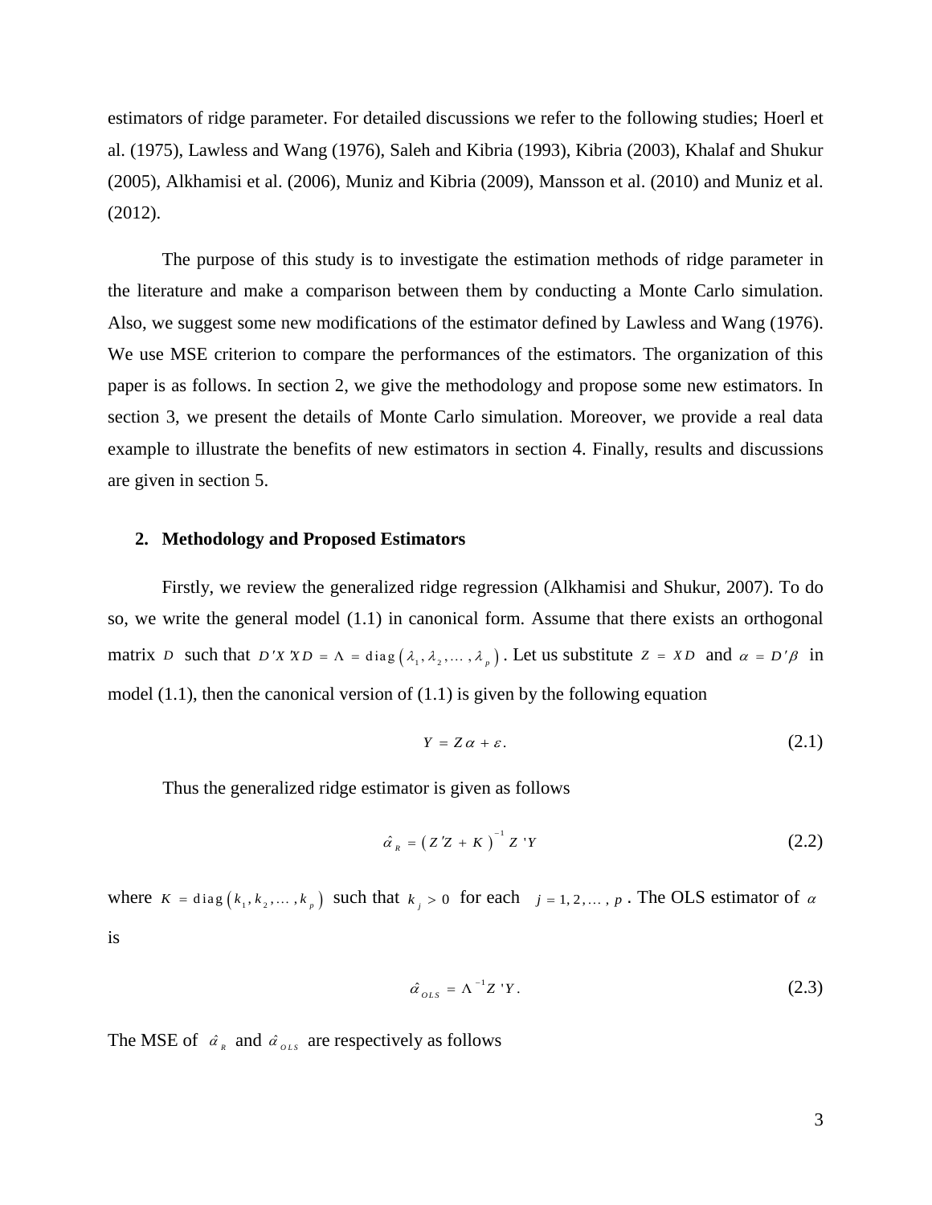estimators of ridge parameter. For detailed discussions we refer to the following studies; Hoerl et al. (1975), Lawless and Wang (1976), Saleh and Kibria (1993), Kibria (2003), Khalaf and Shukur (2005), Alkhamisi et al. (2006), Muniz and Kibria (2009), Mansson et al. (2010) and Muniz et al. (2012).

The purpose of this study is to investigate the estimation methods of ridge parameter in the literature and make a comparison between them by conducting a Monte Carlo simulation. Also, we suggest some new modifications of the estimator defined by Lawless and Wang (1976). We use MSE criterion to compare the performances of the estimators. The organization of this paper is as follows. In section 2, we give the methodology and propose some new estimators. In section 3, we present the details of Monte Carlo simulation. Moreover, we provide a real data example to illustrate the benefits of new estimators in section 4. Finally, results and discussions are given in section 5.

## 2. Methodology and Proposed Estimators

Firstly, we review the generalized ridge regression (Alkhamisi and Shukur, 2007). To do so, we write the general model (1.1) in canonical form. Assume that there exists an orthogonal matrix $D$ such that $D'X'XD = \Lambda = \mathrm{diag}(\lambda_1, \lambda_2, \ldots, \lambda_p)$. Let us substitute $Z = XD$ and $\alpha = D'\beta$ in model (1.1), then the canonical version of (1.1) is given by the following equation

$$Y = Z\alpha + \varepsilon. \tag{2.1}$$

Thus the generalized ridge estimator is given as follows

$$\hat{\alpha}_R = (Z'Z + K)^{-1} Z'Y \tag{2.2}$$

where $K = \mathrm{diag}(k_1, k_2, \ldots, k_p)$ such that $k_j > 0$ for each $j = 1, 2, \ldots, p$. The OLS estimator of $\alpha$ is

$$\hat{\alpha}_{OLS} = \Lambda^{-1} Z'Y. \tag{2.3}$$

The MSE of $\hat{\alpha}_R$ and $\hat{\alpha}_{OLS}$ are respectively as follows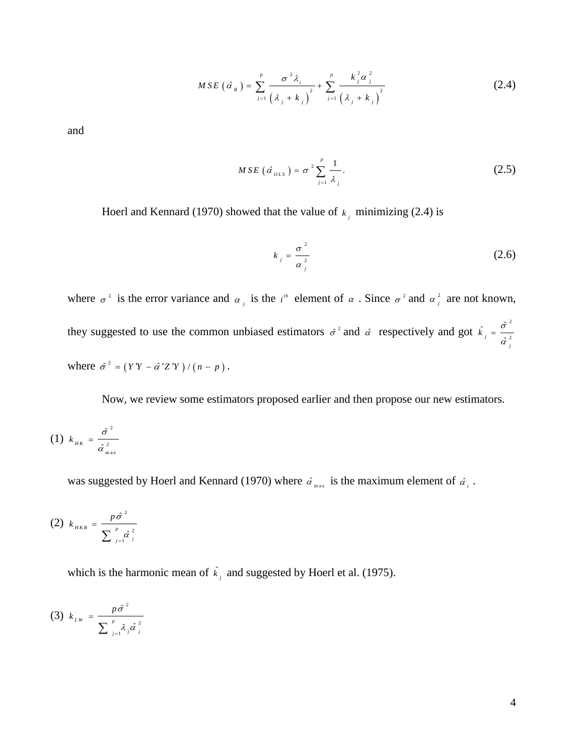$$MSE(\hat{\alpha}_R) = \sum_{j=1}^{p} \frac{\sigma^2 \lambda_i}{(\lambda_j + k_j)^2} + \sum_{j=1}^{p} \frac{k_j^2 \alpha_j^2}{(\lambda_j + k_j)^2} \tag{2.4}$$

and

$$MSE(\hat{\alpha}_{OLS}) = \sigma^2 \sum_{j=1}^{p} \frac{1}{\lambda_j}. \tag{2.5}$$

Hoerl and Kennard (1970) showed that the value of $k_j$ minimizing (2.4) is

$$k_j = \frac{\sigma^2}{\alpha_j^2} \tag{2.6}$$

where $\sigma^2$ is the error variance and $\alpha_j$ is the $i^{th}$ element of $\alpha$. Since $\sigma^2$ and $\alpha_j^2$ are not known, they suggested to use the common unbiased estimators $\hat{\sigma}^2$ and $\hat{\alpha}$ respectively and got $\hat{k}_j = \frac{\hat{\sigma}^2}{\hat{\alpha}_j^2}$ where $\hat{\sigma}^2 = (Y'Y - \hat{\alpha}'Z'Y)/(n-p)$.

Now, we review some estimators proposed earlier and then propose our new estimators.

(1) $k_{HK} = \frac{\hat{\sigma}^2}{\hat{\alpha}_{\max}^2}$

was suggested by Hoerl and Kennard (1970) where $\hat{\alpha}_{\max}$ is the maximum element of $\hat{\alpha}_i$.

(2) $k_{HKB} = \frac{p\hat{\sigma}^2}{\sum_{j=1}^{p} \hat{\alpha}_j^2}$

which is the harmonic mean of $\hat{k}_j$ and suggested by Hoerl et al. (1975).

(3) $k_{LW} = \frac{p\hat{\sigma}^2}{\sum_{j=1}^{p} \lambda_j \hat{\alpha}_j^2}$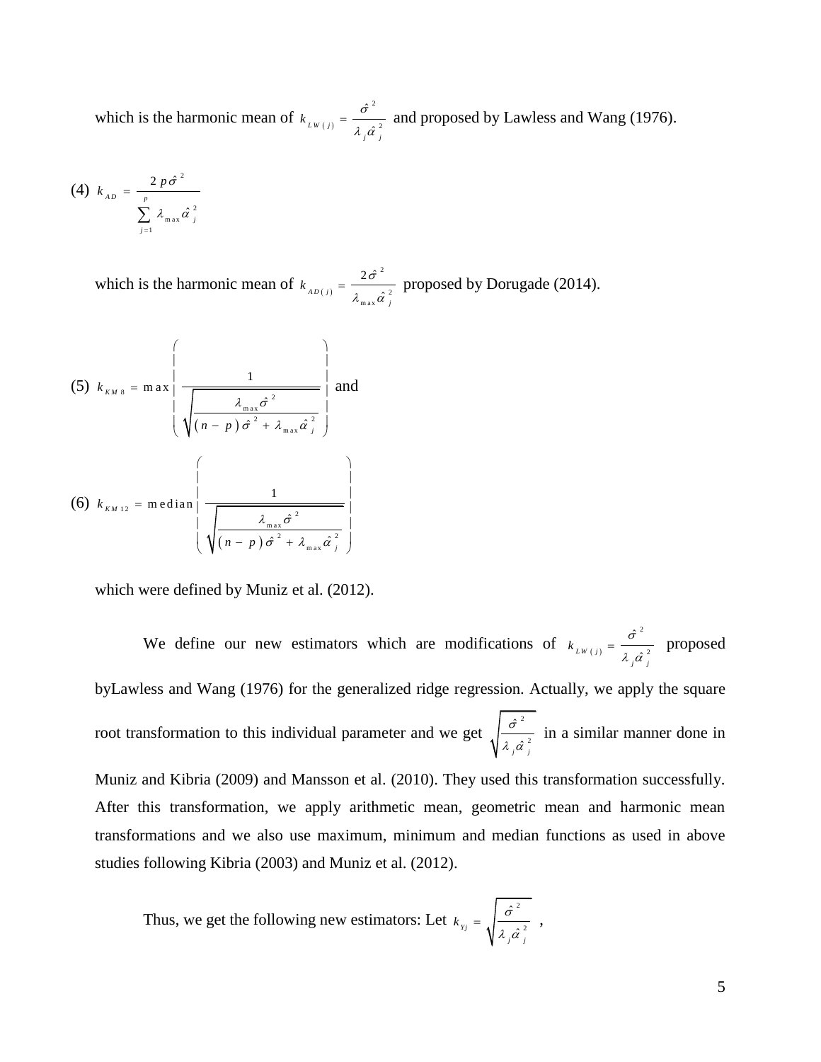which is the harmonic mean of $k_{LW(j)} = \frac{\hat{\sigma}^2}{\lambda_j \hat{\alpha}_j^2}$ and proposed by Lawless and Wang (1976).

(4) $k_{AD} = \frac{2p\hat{\sigma}^2}{\sum_{j=1}^{p} \lambda_{\max} \hat{\alpha}_j^2}$

which is the harmonic mean of $k_{AD(j)} = \frac{2\hat{\sigma}^2}{\lambda_{\max} \hat{\alpha}_j^2}$ proposed by Dorugade (2014).

(5) $k_{KM8} = \max\left( \frac{1}{\sqrt{\frac{\lambda_{\max}\hat{\sigma}^2}{(n-p)\hat{\sigma}^2 + \lambda_{\max}\hat{\alpha}_j^2}}} \right)$ and

(6) $k_{KM12} = \text{median}\left( \frac{1}{\sqrt{\frac{\lambda_{\max}\hat{\sigma}^2}{(n-p)\hat{\sigma}^2 + \lambda_{\max}\hat{\alpha}_j^2}}} \right)$

which were defined by Muniz et al. (2012).

We define our new estimators which are modifications of $k_{LW(j)} = \frac{\hat{\sigma}^2}{\lambda_j \hat{\alpha}_j^2}$ proposed byLawless and Wang (1976) for the generalized ridge regression. Actually, we apply the square root transformation to this individual parameter and we get $\sqrt{\frac{\hat{\sigma}^2}{\lambda_j \hat{\alpha}_j^2}}$ in a similar manner done in Muniz and Kibria (2009) and Mansson et al. (2010). They used this transformation successfully. After this transformation, we apply arithmetic mean, geometric mean and harmonic mean transformations and we also use maximum, minimum and median functions as used in above studies following Kibria (2003) and Muniz et al. (2012).

Thus, we get the following new estimators: Let $k_{Y_j} = \sqrt{\frac{\hat{\sigma}^2}{\lambda_j \hat{\alpha}_j^2}}$ ,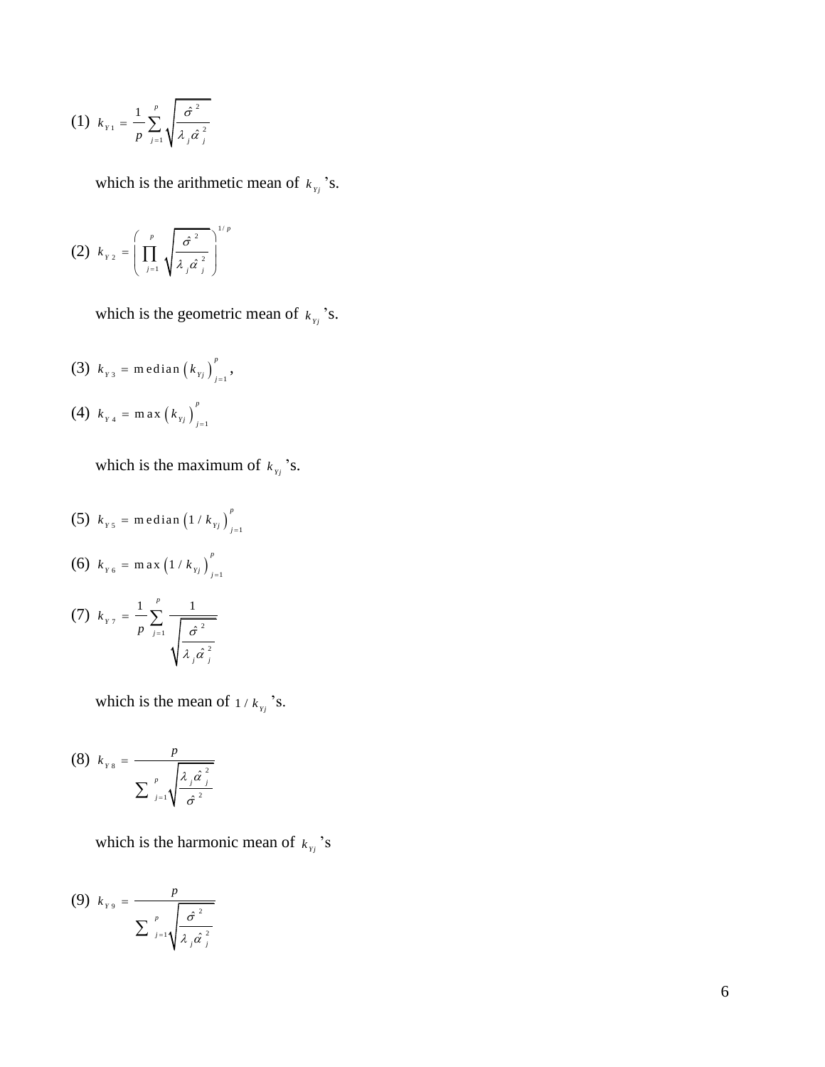(1) $k_{Y1} = \dfrac{1}{p}\sum_{j=1}^{p}\sqrt{\dfrac{\hat{\sigma}^2}{\lambda_j \hat{\alpha}_j^2}}$

which is the arithmetic mean of $k_{Yj}$'s.

(2) $k_{Y2} = \left(\prod_{j=1}^{p}\sqrt{\dfrac{\hat{\sigma}^2}{\lambda_j \hat{\alpha}_j^2}}\right)^{1/p}$

which is the geometric mean of $k_{Yj}$'s.

(3) $k_{Y3} = \text{median}\left(k_{Yj}\right)_{j=1}^{p}$,

(4) $k_{Y4} = \max\left(k_{Yj}\right)_{j=1}^{p}$

which is the maximum of $k_{Yj}$'s.

(5) $k_{Y5} = \text{median}\left(1/k_{Yj}\right)_{j=1}^{p}$

(6) $k_{Y6} = \max\left(1/k_{Yj}\right)_{j=1}^{p}$

(7) $k_{Y7} = \dfrac{1}{p}\sum_{j=1}^{p}\dfrac{1}{\sqrt{\dfrac{\hat{\sigma}^2}{\lambda_j \hat{\alpha}_j^2}}}$

which is the mean of $1/k_{Yj}$'s.

(8) $k_{Y8} = \dfrac{p}{\sum_{j=1}^{p}\sqrt{\dfrac{\lambda_j \hat{\alpha}_j^2}{\hat{\sigma}^2}}}$

which is the harmonic mean of $k_{Yj}$'s

(9) $k_{Y9} = \dfrac{p}{\sum_{j=1}^{p}\sqrt{\dfrac{\hat{\sigma}^2}{\lambda_j \hat{\alpha}_j^2}}}$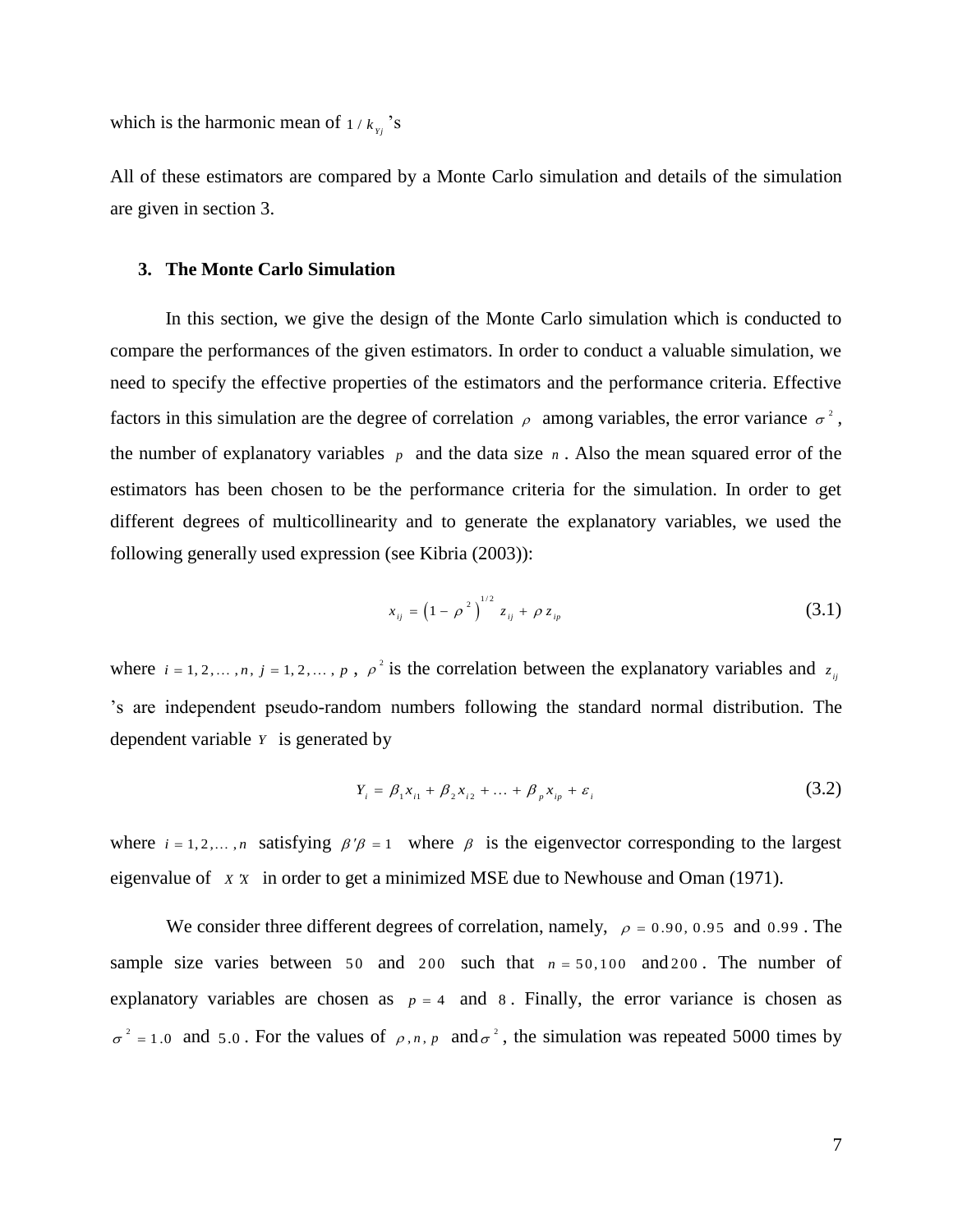which is the harmonic mean of $1/k_{Y_j}$'s

All of these estimators are compared by a Monte Carlo simulation and details of the simulation are given in section 3.

## 3. The Monte Carlo Simulation

In this section, we give the design of the Monte Carlo simulation which is conducted to compare the performances of the given estimators. In order to conduct a valuable simulation, we need to specify the effective properties of the estimators and the performance criteria. Effective factors in this simulation are the degree of correlation $\rho$ among variables, the error variance $\sigma^2$, the number of explanatory variables $p$ and the data size $n$. Also the mean squared error of the estimators has been chosen to be the performance criteria for the simulation. In order to get different degrees of multicollinearity and to generate the explanatory variables, we used the following generally used expression (see Kibria (2003)):

$$x_{ij} = \left(1 - \rho^2\right)^{1/2} z_{ij} + \rho z_{ip} \tag{3.1}$$

where $i = 1, 2, \ldots, n$, $j = 1, 2, \ldots, p$, $\rho^2$ is the correlation between the explanatory variables and $z_{ij}$'s are independent pseudo-random numbers following the standard normal distribution. The dependent variable $Y$ is generated by

$$Y_i = \beta_1 x_{i1} + \beta_2 x_{i2} + \ldots + \beta_p x_{ip} + \varepsilon_i \tag{3.2}$$

where $i = 1, 2, \ldots, n$ satisfying $\beta'\beta = 1$ where $\beta$ is the eigenvector corresponding to the largest eigenvalue of $X'X$ in order to get a minimized MSE due to Newhouse and Oman (1971).

We consider three different degrees of correlation, namely, $\rho = 0.90, 0.95$ and $0.99$. The sample size varies between $50$ and $200$ such that $n = 50, 100$ and $200$. The number of explanatory variables are chosen as $p = 4$ and $8$. Finally, the error variance is chosen as $\sigma^2 = 1.0$ and $5.0$. For the values of $\rho, n, p$ and $\sigma^2$, the simulation was repeated 5000 times by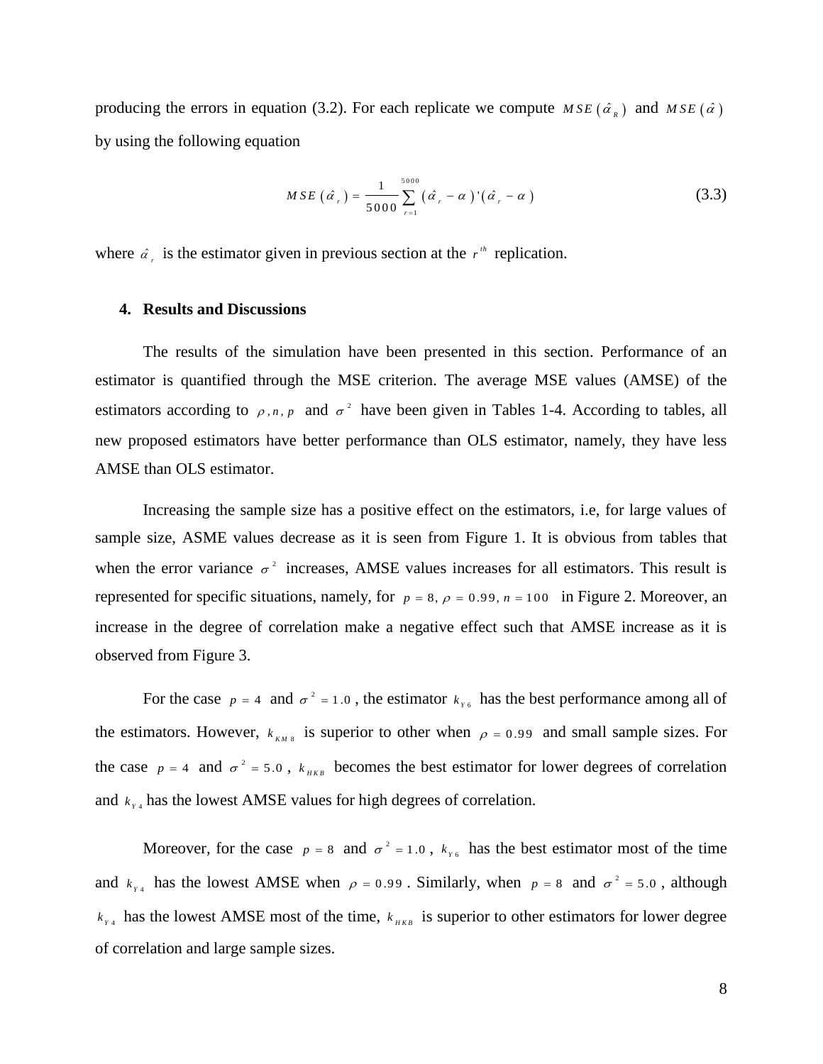producing the errors in equation (3.2). For each replicate we compute $MSE(\hat{\alpha}_R)$ and $MSE(\hat{\alpha})$ by using the following equation

$$MSE(\hat{\alpha}_r) = \frac{1}{5000}\sum_{r=1}^{5000}(\hat{\alpha}_r - \alpha)'(\hat{\alpha}_r - \alpha) \tag{3.3}$$

where $\hat{\alpha}_r$ is the estimator given in previous section at the $r^{th}$ replication.

## 4. Results and Discussions

The results of the simulation have been presented in this section. Performance of an estimator is quantified through the MSE criterion. The average MSE values (AMSE) of the estimators according to $\rho, n, p$ and $\sigma^2$ have been given in Tables 1-4. According to tables, all new proposed estimators have better performance than OLS estimator, namely, they have less AMSE than OLS estimator.

Increasing the sample size has a positive effect on the estimators, i.e, for large values of sample size, ASME values decrease as it is seen from Figure 1. It is obvious from tables that when the error variance $\sigma^2$ increases, AMSE values increases for all estimators. This result is represented for specific situations, namely, for $p = 8, \rho = 0.99, n = 100$ in Figure 2. Moreover, an increase in the degree of correlation make a negative effect such that AMSE increase as it is observed from Figure 3.

For the case $p = 4$ and $\sigma^2 = 1.0$, the estimator $k_{Y6}$ has the best performance among all of the estimators. However, $k_{KM8}$ is superior to other when $\rho = 0.99$ and small sample sizes. For the case $p = 4$ and $\sigma^2 = 5.0$, $k_{HKB}$ becomes the best estimator for lower degrees of correlation and $k_{Y4}$ has the lowest AMSE values for high degrees of correlation.

Moreover, for the case $p = 8$ and $\sigma^2 = 1.0$, $k_{Y6}$ has the best estimator most of the time and $k_{Y4}$ has the lowest AMSE when $\rho = 0.99$. Similarly, when $p = 8$ and $\sigma^2 = 5.0$, although $k_{Y4}$ has the lowest AMSE most of the time, $k_{HKB}$ is superior to other estimators for lower degree of correlation and large sample sizes.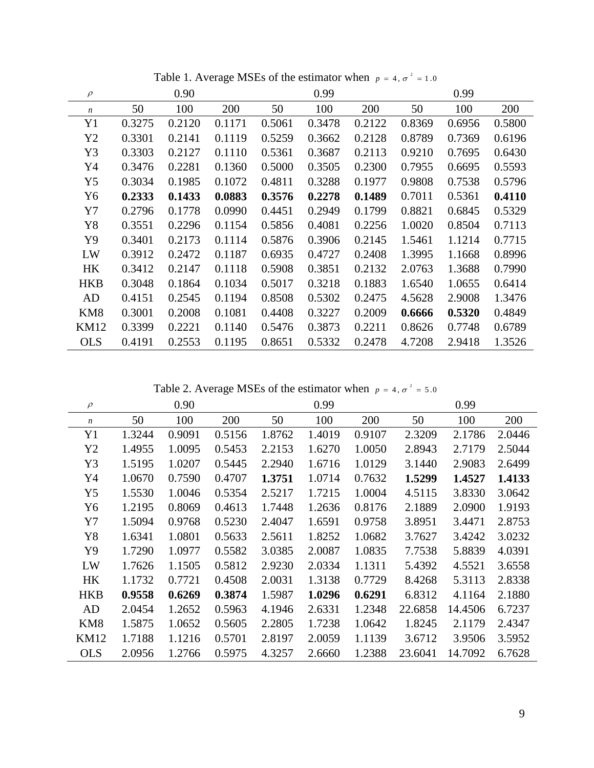Table 1. Average MSEs of the estimator when $p = 4, \sigma^2 = 1.0$

| $\rho$ | 0.90 | | | 0.99 | | | 0.99 | | |
|---|---|---|---|---|---|---|---|---|---|
| $n$ | 50 | 100 | 200 | 50 | 100 | 200 | 50 | 100 | 200 |
| Y1 | 0.3275 | 0.2120 | 0.1171 | 0.5061 | 0.3478 | 0.2122 | 0.8369 | 0.6956 | 0.5800 |
| Y2 | 0.3301 | 0.2141 | 0.1119 | 0.5259 | 0.3662 | 0.2128 | 0.8789 | 0.7369 | 0.6196 |
| Y3 | 0.3303 | 0.2127 | 0.1110 | 0.5361 | 0.3687 | 0.2113 | 0.9210 | 0.7695 | 0.6430 |
| Y4 | 0.3476 | 0.2281 | 0.1360 | 0.5000 | 0.3505 | 0.2300 | 0.7955 | 0.6695 | 0.5593 |
| Y5 | 0.3034 | 0.1985 | 0.1072 | 0.4811 | 0.3288 | 0.1977 | 0.9808 | 0.7538 | 0.5796 |
| Y6 | **0.2333** | **0.1433** | **0.0883** | **0.3576** | **0.2278** | **0.1489** | 0.7011 | 0.5361 | **0.4110** |
| Y7 | 0.2796 | 0.1778 | 0.0990 | 0.4451 | 0.2949 | 0.1799 | 0.8821 | 0.6845 | 0.5329 |
| Y8 | 0.3551 | 0.2296 | 0.1154 | 0.5856 | 0.4081 | 0.2256 | 1.0020 | 0.8504 | 0.7113 |
| Y9 | 0.3401 | 0.2173 | 0.1114 | 0.5876 | 0.3906 | 0.2145 | 1.5461 | 1.1214 | 0.7715 |
| LW | 0.3912 | 0.2472 | 0.1187 | 0.6935 | 0.4727 | 0.2408 | 1.3995 | 1.1668 | 0.8996 |
| HK | 0.3412 | 0.2147 | 0.1118 | 0.5908 | 0.3851 | 0.2132 | 2.0763 | 1.3688 | 0.7990 |
| HKB | 0.3048 | 0.1864 | 0.1034 | 0.5017 | 0.3218 | 0.1883 | 1.6540 | 1.0655 | 0.6414 |
| AD | 0.4151 | 0.2545 | 0.1194 | 0.8508 | 0.5302 | 0.2475 | 4.5628 | 2.9008 | 1.3476 |
| KM8 | 0.3001 | 0.2008 | 0.1081 | 0.4408 | 0.3227 | 0.2009 | **0.6666** | **0.5320** | 0.4849 |
| KM12 | 0.3399 | 0.2221 | 0.1140 | 0.5476 | 0.3873 | 0.2211 | 0.8626 | 0.7748 | 0.6789 |
| OLS | 0.4191 | 0.2553 | 0.1195 | 0.8651 | 0.5332 | 0.2478 | 4.7208 | 2.9418 | 1.3526 |

Table 2. Average MSEs of the estimator when $p = 4, \sigma^2 = 5.0$

| $\rho$ | 0.90 | | | 0.99 | | | 0.99 | | |
|---|---|---|---|---|---|---|---|---|---|
| $n$ | 50 | 100 | 200 | 50 | 100 | 200 | 50 | 100 | 200 |
| Y1 | 1.3244 | 0.9091 | 0.5156 | 1.8762 | 1.4019 | 0.9107 | 2.3209 | 2.1786 | 2.0446 |
| Y2 | 1.4955 | 1.0095 | 0.5453 | 2.2153 | 1.6270 | 1.0050 | 2.8943 | 2.7179 | 2.5044 |
| Y3 | 1.5195 | 1.0207 | 0.5445 | 2.2940 | 1.6716 | 1.0129 | 3.1440 | 2.9083 | 2.6499 |
| Y4 | 1.0670 | 0.7590 | 0.4707 | **1.3751** | 1.0714 | 0.7632 | **1.5299** | **1.4527** | **1.4133** |
| Y5 | 1.5530 | 1.0046 | 0.5354 | 2.5217 | 1.7215 | 1.0004 | 4.5115 | 3.8330 | 3.0642 |
| Y6 | 1.2195 | 0.8069 | 0.4613 | 1.7448 | 1.2636 | 0.8176 | 2.1889 | 2.0900 | 1.9193 |
| Y7 | 1.5094 | 0.9768 | 0.5230 | 2.4047 | 1.6591 | 0.9758 | 3.8951 | 3.4471 | 2.8753 |
| Y8 | 1.6341 | 1.0801 | 0.5633 | 2.5611 | 1.8252 | 1.0682 | 3.7627 | 3.4242 | 3.0232 |
| Y9 | 1.7290 | 1.0977 | 0.5582 | 3.0385 | 2.0087 | 1.0835 | 7.7538 | 5.8839 | 4.0391 |
| LW | 1.7626 | 1.1505 | 0.5812 | 2.9230 | 2.0334 | 1.1311 | 5.4392 | 4.5521 | 3.6558 |
| HK | 1.1732 | 0.7721 | 0.4508 | 2.0031 | 1.3138 | 0.7729 | 8.4268 | 5.3113 | 2.8338 |
| HKB | **0.9558** | **0.6269** | **0.3874** | 1.5987 | **1.0296** | **0.6291** | 6.8312 | 4.1164 | 2.1880 |
| AD | 2.0454 | 1.2652 | 0.5963 | 4.1946 | 2.6331 | 1.2348 | 22.6858 | 14.4506 | 6.7237 |
| KM8 | 1.5875 | 1.0652 | 0.5605 | 2.2805 | 1.7238 | 1.0642 | 1.8245 | 2.1179 | 2.4347 |
| KM12 | 1.7188 | 1.1216 | 0.5701 | 2.8197 | 2.0059 | 1.1139 | 3.6712 | 3.9506 | 3.5952 |
| OLS | 2.0956 | 1.2766 | 0.5975 | 4.3257 | 2.6660 | 1.2388 | 23.6041 | 14.7092 | 6.7628 |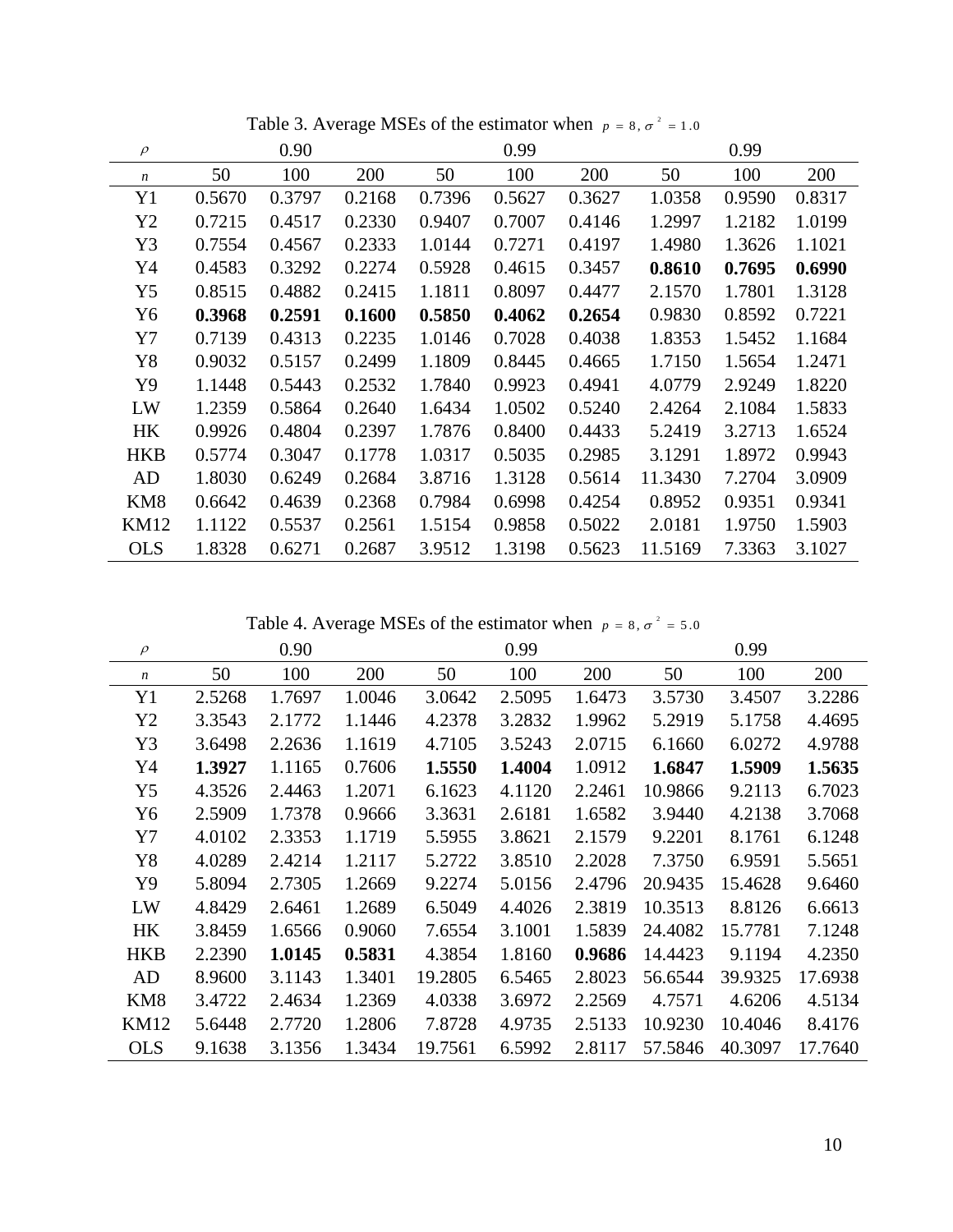Table 3. Average MSEs of the estimator when $p = 8, \sigma^2 = 1.0$

| $\rho$ | 0.90 | | | 0.99 | | | 0.99 | | |
|---|---|---|---|---|---|---|---|---|---|
| $n$ | 50 | 100 | 200 | 50 | 100 | 200 | 50 | 100 | 200 |
| Y1 | 0.5670 | 0.3797 | 0.2168 | 0.7396 | 0.5627 | 0.3627 | 1.0358 | 0.9590 | 0.8317 |
| Y2 | 0.7215 | 0.4517 | 0.2330 | 0.9407 | 0.7007 | 0.4146 | 1.2997 | 1.2182 | 1.0199 |
| Y3 | 0.7554 | 0.4567 | 0.2333 | 1.0144 | 0.7271 | 0.4197 | 1.4980 | 1.3626 | 1.1021 |
| Y4 | 0.4583 | 0.3292 | 0.2274 | 0.5928 | 0.4615 | 0.3457 | **0.8610** | **0.7695** | **0.6990** |
| Y5 | 0.8515 | 0.4882 | 0.2415 | 1.1811 | 0.8097 | 0.4477 | 2.1570 | 1.7801 | 1.3128 |
| Y6 | **0.3968** | **0.2591** | **0.1600** | **0.5850** | **0.4062** | **0.2654** | 0.9830 | 0.8592 | 0.7221 |
| Y7 | 0.7139 | 0.4313 | 0.2235 | 1.0146 | 0.7028 | 0.4038 | 1.8353 | 1.5452 | 1.1684 |
| Y8 | 0.9032 | 0.5157 | 0.2499 | 1.1809 | 0.8445 | 0.4665 | 1.7150 | 1.5654 | 1.2471 |
| Y9 | 1.1448 | 0.5443 | 0.2532 | 1.7840 | 0.9923 | 0.4941 | 4.0779 | 2.9249 | 1.8220 |
| LW | 1.2359 | 0.5864 | 0.2640 | 1.6434 | 1.0502 | 0.5240 | 2.4264 | 2.1084 | 1.5833 |
| HK | 0.9926 | 0.4804 | 0.2397 | 1.7876 | 0.8400 | 0.4433 | 5.2419 | 3.2713 | 1.6524 |
| HKB | 0.5774 | 0.3047 | 0.1778 | 1.0317 | 0.5035 | 0.2985 | 3.1291 | 1.8972 | 0.9943 |
| AD | 1.8030 | 0.6249 | 0.2684 | 3.8716 | 1.3128 | 0.5614 | 11.3430 | 7.2704 | 3.0909 |
| KM8 | 0.6642 | 0.4639 | 0.2368 | 0.7984 | 0.6998 | 0.4254 | 0.8952 | 0.9351 | 0.9341 |
| KM12 | 1.1122 | 0.5537 | 0.2561 | 1.5154 | 0.9858 | 0.5022 | 2.0181 | 1.9750 | 1.5903 |
| OLS | 1.8328 | 0.6271 | 0.2687 | 3.9512 | 1.3198 | 0.5623 | 11.5169 | 7.3363 | 3.1027 |

Table 4. Average MSEs of the estimator when $p = 8, \sigma^2 = 5.0$

| $\rho$ | 0.90 | | | 0.99 | | | 0.99 | | |
|---|---|---|---|---|---|---|---|---|---|
| $n$ | 50 | 100 | 200 | 50 | 100 | 200 | 50 | 100 | 200 |
| Y1 | 2.5268 | 1.7697 | 1.0046 | 3.0642 | 2.5095 | 1.6473 | 3.5730 | 3.4507 | 3.2286 |
| Y2 | 3.3543 | 2.1772 | 1.1446 | 4.2378 | 3.2832 | 1.9962 | 5.2919 | 5.1758 | 4.4695 |
| Y3 | 3.6498 | 2.2636 | 1.1619 | 4.7105 | 3.5243 | 2.0715 | 6.1660 | 6.0272 | 4.9788 |
| Y4 | **1.3927** | 1.1165 | 0.7606 | **1.5550** | **1.4004** | 1.0912 | **1.6847** | **1.5909** | **1.5635** |
| Y5 | 4.3526 | 2.4463 | 1.2071 | 6.1623 | 4.1120 | 2.2461 | 10.9866 | 9.2113 | 6.7023 |
| Y6 | 2.5909 | 1.7378 | 0.9666 | 3.3631 | 2.6181 | 1.6582 | 3.9440 | 4.2138 | 3.7068 |
| Y7 | 4.0102 | 2.3353 | 1.1719 | 5.5955 | 3.8621 | 2.1579 | 9.2201 | 8.1761 | 6.1248 |
| Y8 | 4.0289 | 2.4214 | 1.2117 | 5.2722 | 3.8510 | 2.2028 | 7.3750 | 6.9591 | 5.5651 |
| Y9 | 5.8094 | 2.7305 | 1.2669 | 9.2274 | 5.0156 | 2.4796 | 20.9435 | 15.4628 | 9.6460 |
| LW | 4.8429 | 2.6461 | 1.2689 | 6.5049 | 4.4026 | 2.3819 | 10.3513 | 8.8126 | 6.6613 |
| HK | 3.8459 | 1.6566 | 0.9060 | 7.6554 | 3.1001 | 1.5839 | 24.4082 | 15.7781 | 7.1248 |
| HKB | 2.2390 | **1.0145** | **0.5831** | 4.3854 | 1.8160 | **0.9686** | 14.4423 | 9.1194 | 4.2350 |
| AD | 8.9600 | 3.1143 | 1.3401 | 19.2805 | 6.5465 | 2.8023 | 56.6544 | 39.9325 | 17.6938 |
| KM8 | 3.4722 | 2.4634 | 1.2369 | 4.0338 | 3.6972 | 2.2569 | 4.7571 | 4.6206 | 4.5134 |
| KM12 | 5.6448 | 2.7720 | 1.2806 | 7.8728 | 4.9735 | 2.5133 | 10.9230 | 10.4046 | 8.4176 |
| OLS | 9.1638 | 3.1356 | 1.3434 | 19.7561 | 6.5992 | 2.8117 | 57.5846 | 40.3097 | 17.7640 |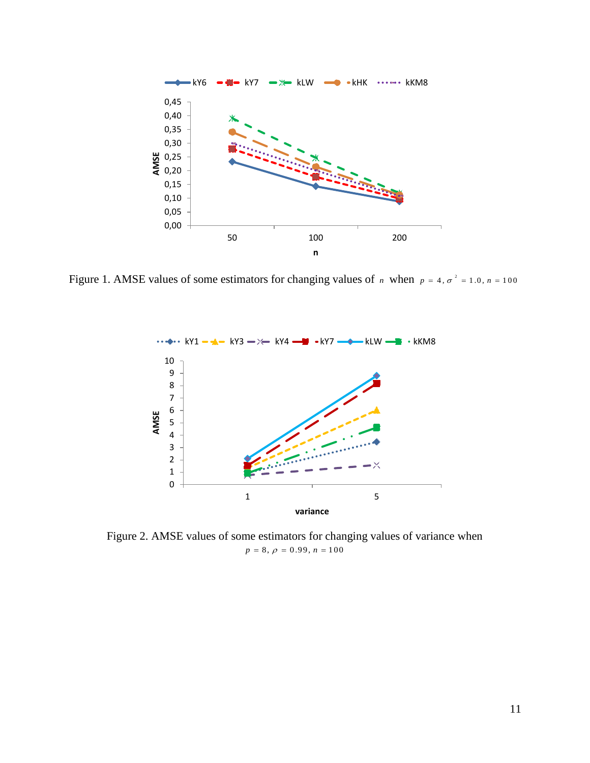Figure 1. AMSE values of some estimators for changing values of $n$ when $p = 4, \sigma^2 = 1.0, n = 100$

Figure 2. AMSE values of some estimators for changing values of variance when $p = 8, \rho = 0.99, n = 100$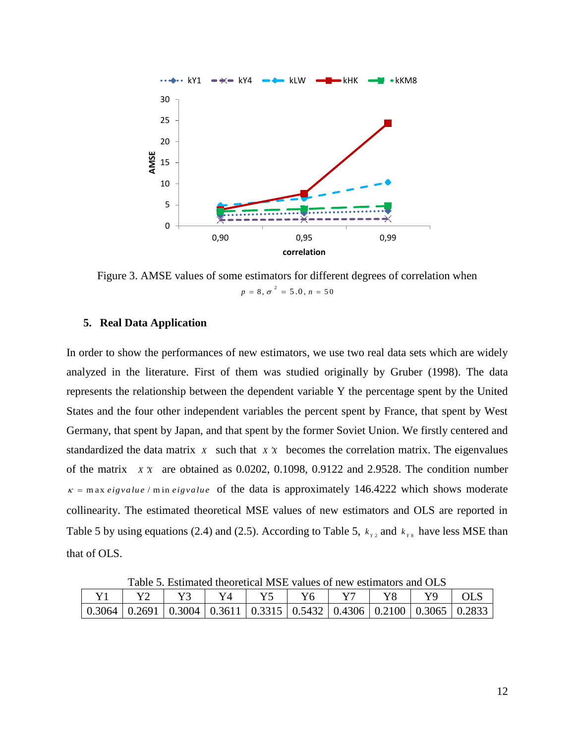Figure 3. AMSE values of some estimators for different degrees of correlation when $p = 8, \sigma^2 = 5.0, n = 50$

## 5. Real Data Application

In order to show the performances of new estimators, we use two real data sets which are widely analyzed in the literature. First of them was studied originally by Gruber (1998). The data represents the relationship between the dependent variable Y the percentage spent by the United States and the four other independent variables the percent spent by France, that spent by West Germany, that spent by Japan, and that spent by the former Soviet Union. We firstly centered and standardized the data matrix $X$ such that $X'X$ becomes the correlation matrix. The eigenvalues of the matrix $X'X$ are obtained as 0.0202, 0.1098, 0.9122 and 2.9528. The condition number $\kappa = \max eigvalue / \min eigvalue$ of the data is approximately 146.4222 which shows moderate collinearity. The estimated theoretical MSE values of new estimators and OLS are reported in Table 5 by using equations (2.4) and (2.5). According to Table 5, $k_{Y2}$ and $k_{Y8}$ have less MSE than that of OLS.

Table 5. Estimated theoretical MSE values of new estimators and OLS

| Y1 | Y2 | Y3 | Y4 | Y5 | Y6 | Y7 | Y8 | Y9 | OLS |
|---|---|---|---|---|---|---|---|---|---|
| 0.3064 | 0.2691 | 0.3004 | 0.3611 | 0.3315 | 0.5432 | 0.4306 | 0.2100 | 0.3065 | 0.2833 |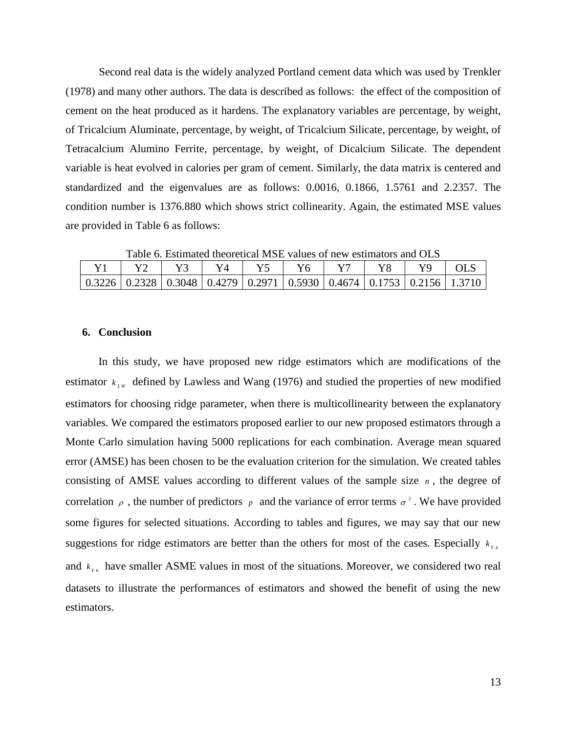Second real data is the widely analyzed Portland cement data which was used by Trenkler (1978) and many other authors. The data is described as follows: the effect of the composition of cement on the heat produced as it hardens. The explanatory variables are percentage, by weight, of Tricalcium Aluminate, percentage, by weight, of Tricalcium Silicate, percentage, by weight, of Tetracalcium Alumino Ferrite, percentage, by weight, of Dicalcium Silicate. The dependent variable is heat evolved in calories per gram of cement. Similarly, the data matrix is centered and standardized and the eigenvalues are as follows: 0.0016, 0.1866, 1.5761 and 2.2357. The condition number is 1376.880 which shows strict collinearity. Again, the estimated MSE values are provided in Table 6 as follows:

Table 6. Estimated theoretical MSE values of new estimators and OLS

| Y1 | Y2 | Y3 | Y4 | Y5 | Y6 | Y7 | Y8 | Y9 | OLS |
|---|---|---|---|---|---|---|---|---|---|
| 0.3226 | 0.2328 | 0.3048 | 0.4279 | 0.2971 | 0.5930 | 0.4674 | 0.1753 | 0.2156 | 1.3710 |

## 6. Conclusion

In this study, we have proposed new ridge estimators which are modifications of the estimator $k_{LW}$ defined by Lawless and Wang (1976) and studied the properties of new modified estimators for choosing ridge parameter, when there is multicollinearity between the explanatory variables. We compared the estimators proposed earlier to our new proposed estimators through a Monte Carlo simulation having 5000 replications for each combination. Average mean squared error (AMSE) has been chosen to be the evaluation criterion for the simulation. We created tables consisting of AMSE values according to different values of the sample size $n$, the degree of correlation $\rho$, the number of predictors $p$ and the variance of error terms $\sigma^2$. We have provided some figures for selected situations. According to tables and figures, we may say that our new suggestions for ridge estimators are better than the others for most of the cases. Especially $k_{Y4}$ and $k_{Y6}$ have smaller ASME values in most of the situations. Moreover, we considered two real datasets to illustrate the performances of estimators and showed the benefit of using the new estimators.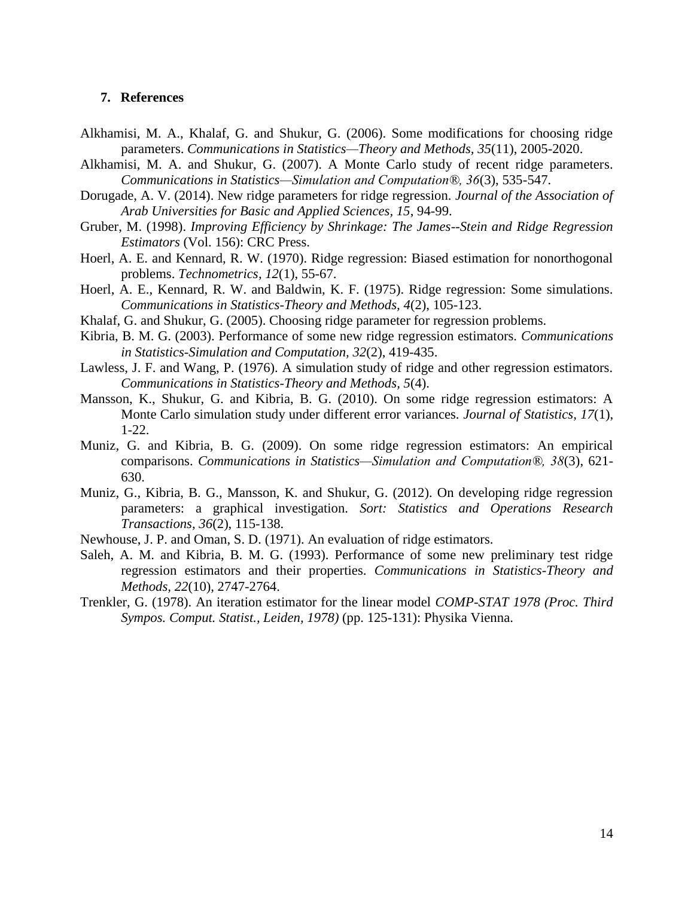## 7. References

Alkhamisi, M. A., Khalaf, G. and Shukur, G. (2006). Some modifications for choosing ridge parameters. *Communications in Statistics—Theory and Methods, 35*(11), 2005-2020.

Alkhamisi, M. A. and Shukur, G. (2007). A Monte Carlo study of recent ridge parameters. *Communications in Statistics—Simulation and Computation®, 36*(3), 535-547.

Dorugade, A. V. (2014). New ridge parameters for ridge regression. *Journal of the Association of Arab Universities for Basic and Applied Sciences, 15*, 94-99.

Gruber, M. (1998). *Improving Efficiency by Shrinkage: The James--Stein and Ridge Regression Estimators* (Vol. 156): CRC Press.

Hoerl, A. E. and Kennard, R. W. (1970). Ridge regression: Biased estimation for nonorthogonal problems. *Technometrics, 12*(1), 55-67.

Hoerl, A. E., Kennard, R. W. and Baldwin, K. F. (1975). Ridge regression: Some simulations. *Communications in Statistics-Theory and Methods, 4*(2), 105-123.

Khalaf, G. and Shukur, G. (2005). Choosing ridge parameter for regression problems.

Kibria, B. M. G. (2003). Performance of some new ridge regression estimators. *Communications in Statistics-Simulation and Computation, 32*(2), 419-435.

Lawless, J. F. and Wang, P. (1976). A simulation study of ridge and other regression estimators. *Communications in Statistics-Theory and Methods, 5*(4).

Mansson, K., Shukur, G. and Kibria, B. G. (2010). On some ridge regression estimators: A Monte Carlo simulation study under different error variances. *Journal of Statistics, 17*(1), 1-22.

Muniz, G. and Kibria, B. G. (2009). On some ridge regression estimators: An empirical comparisons. *Communications in Statistics—Simulation and Computation®, 38*(3), 621-630.

Muniz, G., Kibria, B. G., Mansson, K. and Shukur, G. (2012). On developing ridge regression parameters: a graphical investigation. *Sort: Statistics and Operations Research Transactions, 36*(2), 115-138.

Newhouse, J. P. and Oman, S. D. (1971). An evaluation of ridge estimators.

Saleh, A. M. and Kibria, B. M. G. (1993). Performance of some new preliminary test ridge regression estimators and their properties. *Communications in Statistics-Theory and Methods, 22*(10), 2747-2764.

Trenkler, G. (1978). An iteration estimator for the linear model *COMP-STAT 1978 (Proc. Third Sympos. Comput. Statist., Leiden, 1978)* (pp. 125-131): Physika Vienna.